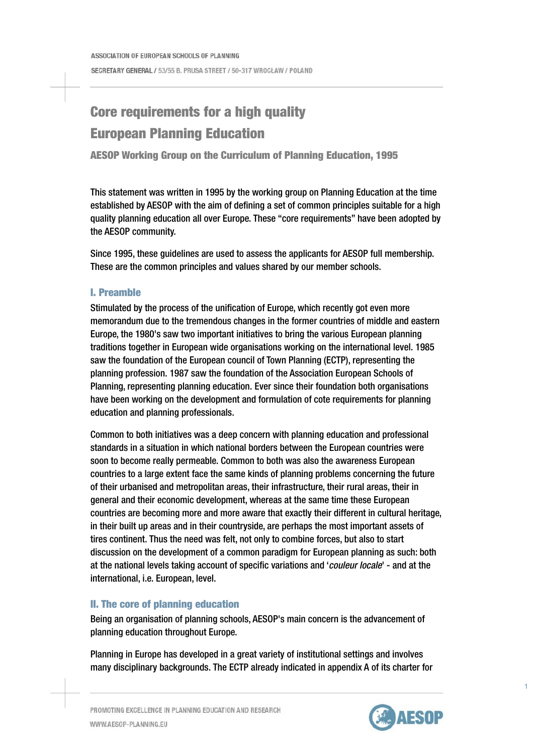ASSOCIATION OF EUROPEAN SCHOOLS OF PLANNING

SECRETARY GENERAL / 53/55 B. PRUSA STREET / 50-317 WROCŁAW / POLAND

# Core requirements for a high quality European Planning Education

### AESOP Working Group on the Curriculum of Planning Education, 1995

This statement was written in 1995 by the working group on Planning Education at the time established by AESOP with the aim of defining a set of common principles suitable for a high quality planning education all over Europe. These "core requirements" have been adopted by the AESOP community.

Since 1995, these guidelines are used to assess the applicants for AESOP full membership. These are the common principles and values shared by our member schools.

## I. Preamble

Stimulated by the process of the unification of Europe, which recently got even more memorandum due to the tremendous changes in the former countries of middle and eastern Europe, the 1980's saw two important initiatives to bring the various European planning traditions together in European wide organisations working on the international level. 1985 saw the foundation of the European council of Town Planning (ECTP), representing the planning profession. 1987 saw the foundation of the Association European Schools of Planning, representing planning education. Ever since their foundation both organisations have been working on the development and formulation of cote requirements for planning education and planning professionals.

Common to both initiatives was a deep concern with planning education and professional standards in a situation in which national borders between the European countries were soon to become really permeable. Common to both was also the awareness European countries to a large extent face the same kinds of planning problems concerning the future of their urbanised and metropolitan areas, their infrastructure, their rural areas, their in general and their economic development, whereas at the same time these European countries are becoming more and more aware that exactly their different in cultural heritage, in their built up areas and in their countryside, are perhaps the most important assets of tires continent. Thus the need was felt, not only to combine forces, but also to start discussion on the development of a common paradigm for European planning as such: both at the national levels taking account of specific variations and '*couleur locale*' - and at the international, i.e. European, level.

## II. The core of planning education

Being an organisation of planning schools, AESOP's main concern is the advancement of planning education throughout Europe.

Planning in Europe has developed in a great variety of institutional settings and involves many disciplinary backgrounds. The ECTP already indicated in appendix A of its charter for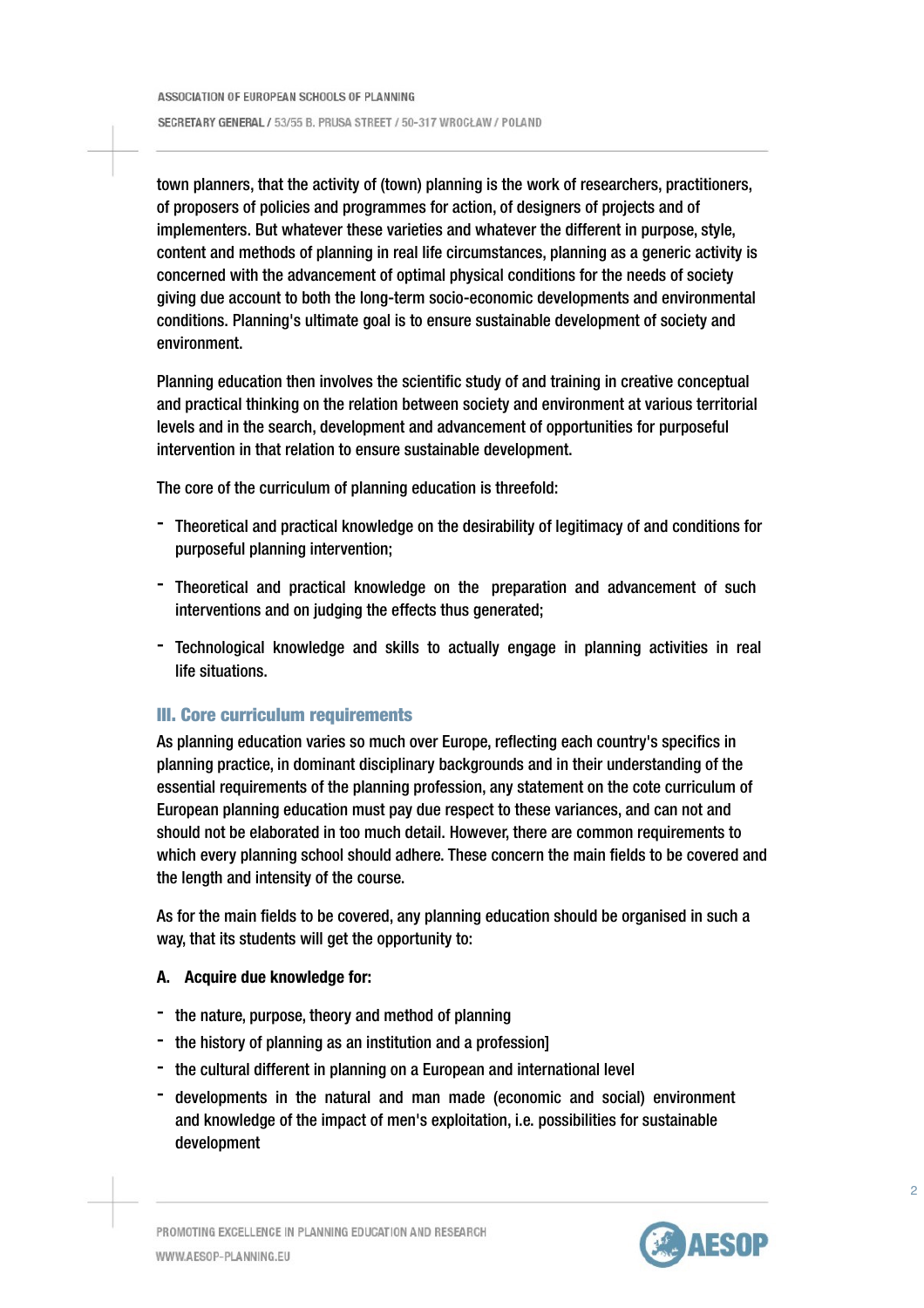town planners, that the activity of (town) planning is the work of researchers, practitioners, of proposers of policies and programmes for action, of designers of projects and of implementers. But whatever these varieties and whatever the different in purpose, style, content and methods of planning in real life circumstances, planning as a generic activity is concerned with the advancement of optimal physical conditions for the needs of society giving due account to both the long-term socio-economic developments and environmental conditions. Planning's ultimate goal is to ensure sustainable development of society and environment.

Planning education then involves the scientific study of and training in creative conceptual and practical thinking on the relation between society and environment at various territorial levels and in the search, development and advancement of opportunities for purposeful intervention in that relation to ensure sustainable development.

The core of the curriculum of planning education is threefold:

- Theoretical and practical knowledge on the desirability of legitimacy of and conditions for purposeful planning intervention;
- Theoretical and practical knowledge on the preparation and advancement of such interventions and on judging the effects thus generated;
- Technological knowledge and skills to actually engage in planning activities in real life situations.

## III. Core curriculum requirements

As planning education varies so much over Europe, reflecting each country's specifics in planning practice, in dominant disciplinary backgrounds and in their understanding of the essential requirements of the planning profession, any statement on the cote curriculum of European planning education must pay due respect to these variances, and can not and should not be elaborated in too much detail. However, there are common requirements to which every planning school should adhere. These concern the main fields to be covered and the length and intensity of the course.

As for the main fields to be covered, any planning education should be organised in such a way, that its students will get the opportunity to:

**A. Acquire due knowledge for:**

- the nature, purpose, theory and method of planning
- the history of planning as an institution and a profession]
- the cultural different in planning on a European and international level
- developments in the natural and man made (economic and social) environment and knowledge of the impact of men's exploitation, i.e. possibilities for sustainable development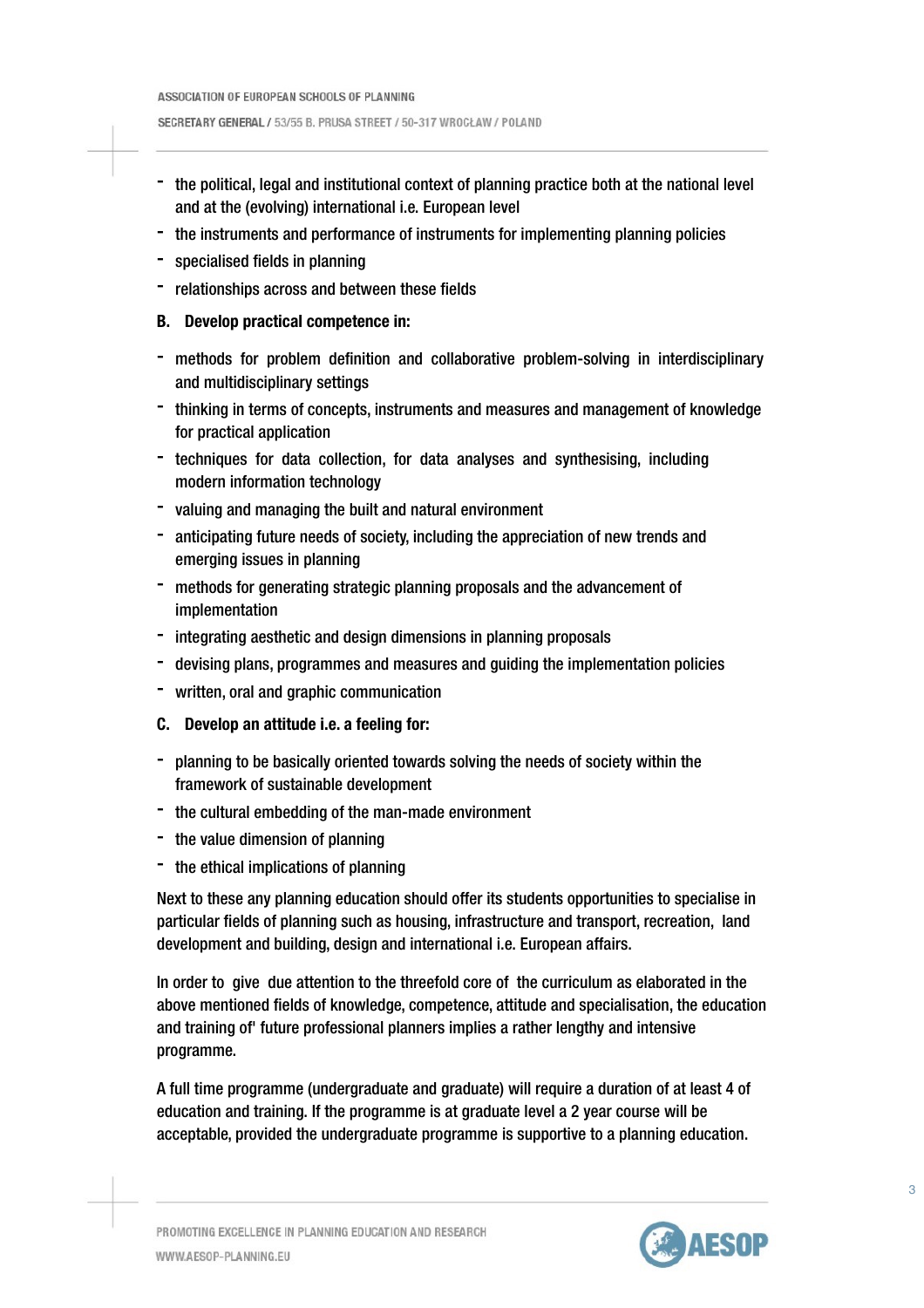- the political, legal and institutional context of planning practice both at the national level and at the (evolving) international i.e. European level
- the instruments and performance of instruments for implementing planning policies
- specialised fields in planning
- relationships across and between these fields

**B. Develop practical competence in:**

- methods for problem definition and collaborative problem-solving in interdisciplinary and multidisciplinary settings
- thinking in terms of concepts, instruments and measures and management of knowledge for practical application
- techniques for data collection, for data analyses and synthesising, including modern information technology
- valuing and managing the built and natural environment
- anticipating future needs of society, including the appreciation of new trends and emerging issues in planning
- methods for generating strategic planning proposals and the advancement of implementation
- integrating aesthetic and design dimensions in planning proposals
- devising plans, programmes and measures and guiding the implementation policies
- written, oral and graphic communication

**C. Develop an attitude i.e. a feeling for:**

- planning to be basically oriented towards solving the needs of society within the framework of sustainable development
- the cultural embedding of the man-made environment
- the value dimension of planning
- the ethical implications of planning

Next to these any planning education should offer its students opportunities to specialise in particular fields of planning such as housing, infrastructure and transport, recreation, land development and building, design and international i.e. European affairs.

In order to give due attention to the threefold core of the curriculum as elaborated in the above mentioned fields of knowledge, competence, attitude and specialisation, the education and training of' future professional planners implies a rather lengthy and intensive programme.

A full time programme (undergraduate and graduate) will require a duration of at least 4 of education and training. If the programme is at graduate level a 2 year course will be acceptable, provided the undergraduate programme is supportive to a planning education.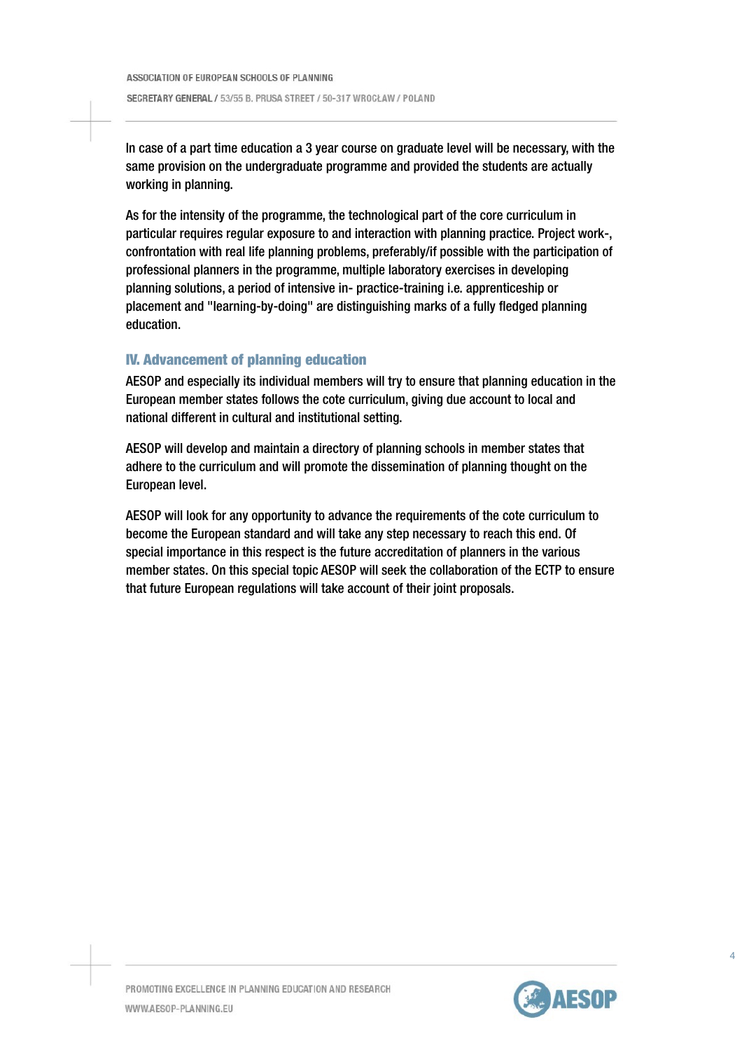In case of a part time education a 3 year course on graduate level will be necessary, with the same provision on the undergraduate programme and provided the students are actually working in planning.

As for the intensity of the programme, the technological part of the core curriculum in particular requires regular exposure to and interaction with planning practice. Project work-, confrontation with real life planning problems, preferably/if possible with the participation of professional planners in the programme, multiple laboratory exercises in developing planning solutions, a period of intensive in- practice-training i.e. apprenticeship or placement and "learning-by-doing" are distinguishing marks of a fully fledged planning education.

## IV. Advancement of planning education

AESOP and especially its individual members will try to ensure that planning education in the European member states follows the cote curriculum, giving due account to local and national different in cultural and institutional setting.

AESOP will develop and maintain a directory of planning schools in member states that adhere to the curriculum and will promote the dissemination of planning thought on the European level.

AESOP will look for any opportunity to advance the requirements of the cote curriculum to become the European standard and will take any step necessary to reach this end. Of special importance in this respect is the future accreditation of planners in the various member states. On this special topic AESOP will seek the collaboration of the ECTP to ensure that future European regulations will take account of their joint proposals.